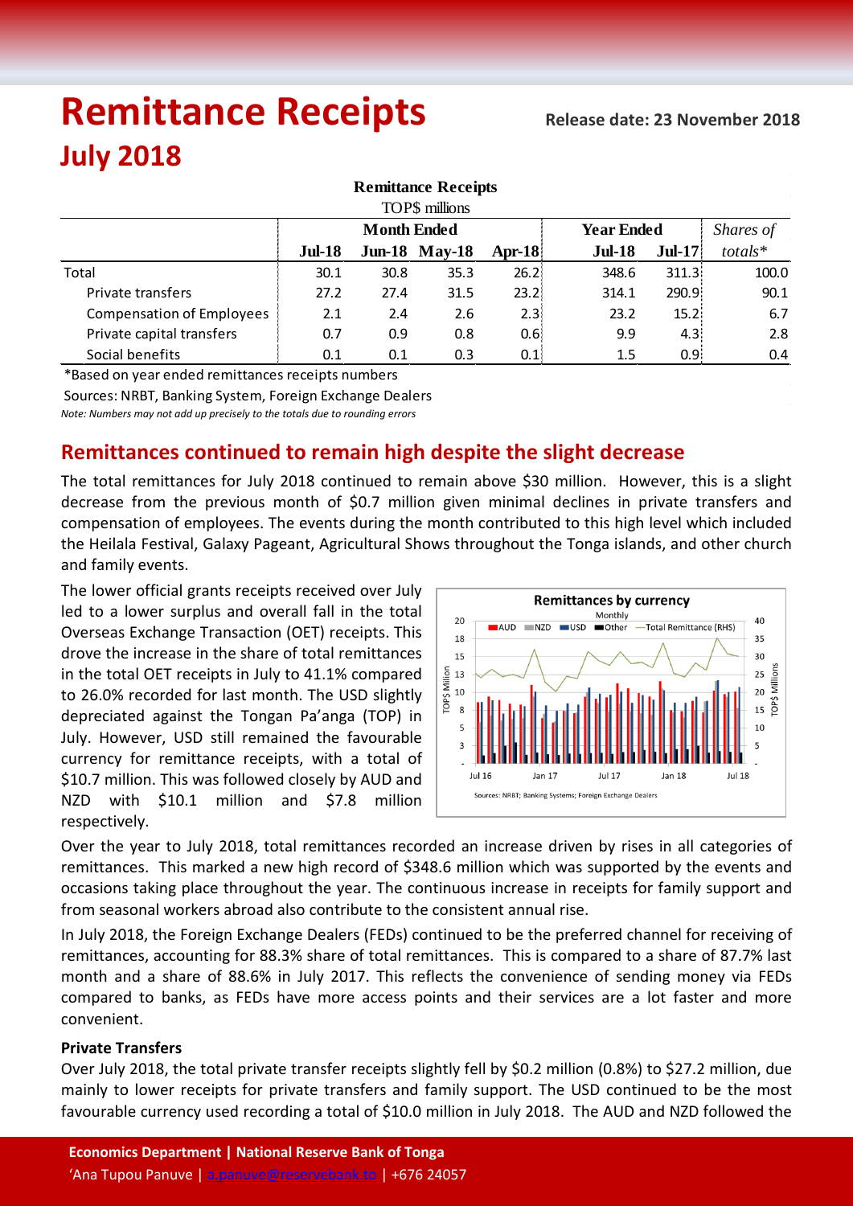# Remittance Receipts

**Release date: 23 November 2018**

## July 2018

**Remittance Receipts**

TOP$ millions

| | Month Ended | | | | Year Ended | | *Shares of* |
|---|---|---|---|---|---|---|---|
| | **Jul-18** | **Jun-18** | **May-18** | **Apr-18** | **Jul-18** | **Jul-17** | *totals\** |
| Total | 30.1 | 30.8 | 35.3 | 26.2 | 348.6 | 311.3 | 100.0 |
| Private transfers | 27.2 | 27.4 | 31.5 | 23.2 | 314.1 | 290.9 | 90.1 |
| Compensation of Employees | 2.1 | 2.4 | 2.6 | 2.3 | 23.2 | 15.2 | 6.7 |
| Private capital transfers | 0.7 | 0.9 | 0.8 | 0.6 | 9.9 | 4.3 | 2.8 |
| Social benefits | 0.1 | 0.1 | 0.3 | 0.1 | 1.5 | 0.9 | 0.4 |

*Based on year ended remittances receipts numbers

Sources: NRBT, Banking System, Foreign Exchange Dealers

*Note: Numbers may not add up precisely to the totals due to rounding errors*

## Remittances continued to remain high despite the slight decrease

The total remittances for July 2018 continued to remain above $30 million. However, this is a slight decrease from the previous month of $0.7 million given minimal declines in private transfers and compensation of employees. The events during the month contributed to this high level which included the Heilala Festival, Galaxy Pageant, Agricultural Shows throughout the Tonga islands, and other church and family events.

The lower official grants receipts received over July led to a lower surplus and overall fall in the total Overseas Exchange Transaction (OET) receipts. This drove the increase in the share of total remittances in the total OET receipts in July to 41.1% compared to 26.0% recorded for last month. The USD slightly depreciated against the Tongan Pa'anga (TOP) in July. However, USD still remained the favourable currency for remittance receipts, with a total of $10.7 million. This was followed closely by AUD and NZD with $10.1 million and $7.8 million respectively.

**Remittances by currency**

Monthly

Sources: NRBT; Banking Systems; Foreign Exchange Dealers

Over the year to July 2018, total remittances recorded an increase driven by rises in all categories of remittances. This marked a new high record of $348.6 million which was supported by the events and occasions taking place throughout the year. The continuous increase in receipts for family support and from seasonal workers abroad also contribute to the consistent annual rise.

In July 2018, the Foreign Exchange Dealers (FEDs) continued to be the preferred channel for receiving of remittances, accounting for 88.3% share of total remittances. This is compared to a share of 87.7% last month and a share of 88.6% in July 2017. This reflects the convenience of sending money via FEDs compared to banks, as FEDs have more access points and their services are a lot faster and more convenient.

### Private Transfers

Over July 2018, the total private transfer receipts slightly fell by $0.2 million (0.8%) to $27.2 million, due mainly to lower receipts for private transfers and family support. The USD continued to be the most favourable currency used recording a total of $10.0 million in July 2018. The AUD and NZD followed the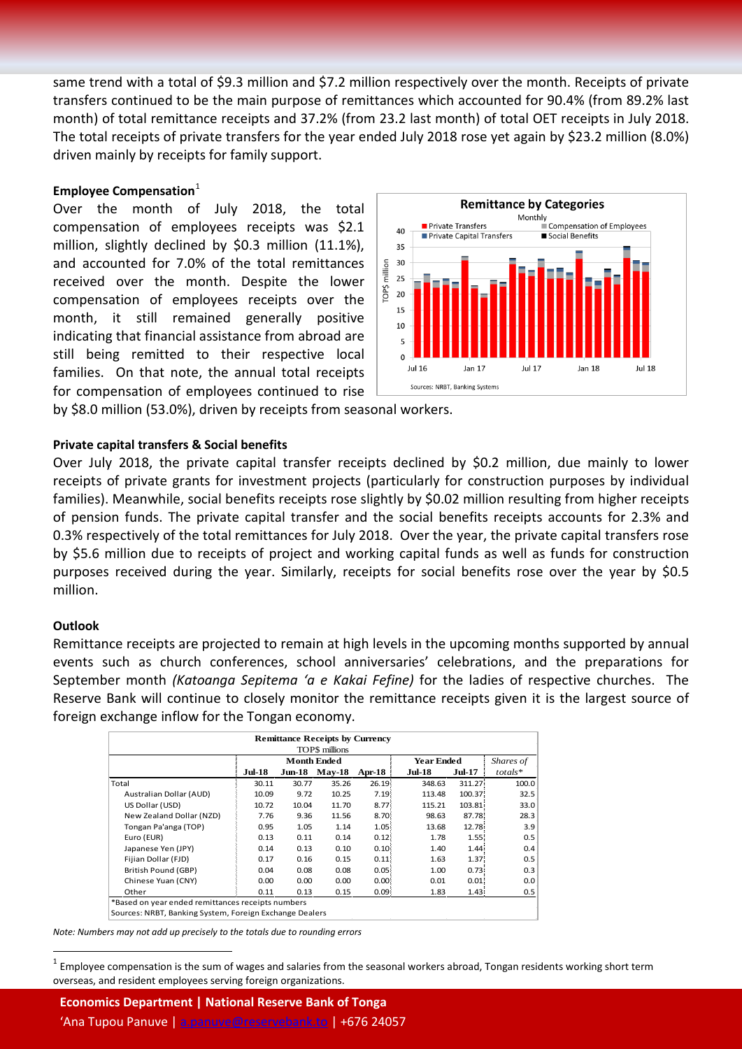same trend with a total of $9.3 million and $7.2 million respectively over the month. Receipts of private transfers continued to be the main purpose of remittances which accounted for 90.4% (from 89.2% last month) of total remittance receipts and 37.2% (from 23.2 last month) of total OET receipts in July 2018. The total receipts of private transfers for the year ended July 2018 rose yet again by $23.2 million (8.0%) driven mainly by receipts for family support.

**Employee Compensation**[1]

Over the month of July 2018, the total compensation of employees receipts was $2.1 million, slightly declined by $0.3 million (11.1%), and accounted for 7.0% of the total remittances received over the month. Despite the lower compensation of employees receipts over the month, it still remained generally positive indicating that financial assistance from abroad are still being remitted to their respective local families. On that note, the annual total receipts for compensation of employees continued to rise by $8.0 million (53.0%), driven by receipts from seasonal workers.

Remittance by Categories
Monthly
Private Transfers
Compensation of Employees
Private Capital Transfers
Social Benefits
TOP$ million
40
35
30
25
20
15
10
5
0
Jul 16
Jan 17
Jul 17
Jan 18
Jul 18
Sources: NRBT, Banking Systems

**Private capital transfers & Social benefits**

Over July 2018, the private capital transfer receipts declined by $0.2 million, due mainly to lower receipts of private grants for investment projects (particularly for construction purposes by individual families). Meanwhile, social benefits receipts rose slightly by $0.02 million resulting from higher receipts of pension funds. The private capital transfer and the social benefits receipts accounts for 2.3% and 0.3% respectively of the total remittances for July 2018. Over the year, the private capital transfers rose by $5.6 million due to receipts of project and working capital funds as well as funds for construction purposes received during the year. Similarly, receipts for social benefits rose over the year by $0.5 million.

**Outlook**

Remittance receipts are projected to remain at high levels in the upcoming months supported by annual events such as church conferences, school anniversaries' celebrations, and the preparations for September month *(Katoanga Sepitema 'a e Kakai Fefine)* for the ladies of respective churches. The Reserve Bank will continue to closely monitor the remittance receipts given it is the largest source of foreign exchange inflow for the Tongan economy.

**Remittance Receipts by Currency**
TOP$ millions

| | Month Ended | | | | Year Ended | | *Shares of* |
|---|---|---|---|---|---|---|---|
| | Jul-18 | Jun-18 | May-18 | Apr-18 | Jul-18 | Jul-17 | *totals** |
| Total | 30.11 | 30.77 | 35.26 | 26.19 | 348.63 | 311.27 | 100.0 |
| Australian Dollar (AUD) | 10.09 | 9.72 | 10.25 | 7.19 | 113.48 | 100.37 | 32.5 |
| US Dollar (USD) | 10.72 | 10.04 | 11.70 | 8.77 | 115.21 | 103.81 | 33.0 |
| New Zealand Dollar (NZD) | 7.76 | 9.36 | 11.56 | 8.70 | 98.63 | 87.78 | 28.3 |
| Tongan Pa'anga (TOP) | 0.95 | 1.05 | 1.14 | 1.05 | 13.68 | 12.78 | 3.9 |
| Euro (EUR) | 0.13 | 0.11 | 0.14 | 0.12 | 1.78 | 1.55 | 0.5 |
| Japanese Yen (JPY) | 0.14 | 0.13 | 0.10 | 0.10 | 1.40 | 1.44 | 0.4 |
| Fijian Dollar (FJD) | 0.17 | 0.16 | 0.15 | 0.11 | 1.63 | 1.37 | 0.5 |
| British Pound (GBP) | 0.04 | 0.08 | 0.08 | 0.05 | 1.00 | 0.73 | 0.3 |
| Chinese Yuan (CNY) | 0.00 | 0.00 | 0.00 | 0.00 | 0.01 | 0.01 | 0.0 |
| Other | 0.11 | 0.13 | 0.15 | 0.09 | 1.83 | 1.43 | 0.5 |

*Based on year ended remittances receipts numbers
Sources: NRBT, Banking System, Foreign Exchange Dealers

*Note: Numbers may not add up precisely to the totals due to rounding errors*

[1] Employee compensation is the sum of wages and salaries from the seasonal workers abroad, Tongan residents working short term overseas, and resident employees serving foreign organizations.

**Economics Department | National Reserve Bank of Tonga**
'Ana Tupou Panuve | a.panuve@reservebank.to | +676 24057